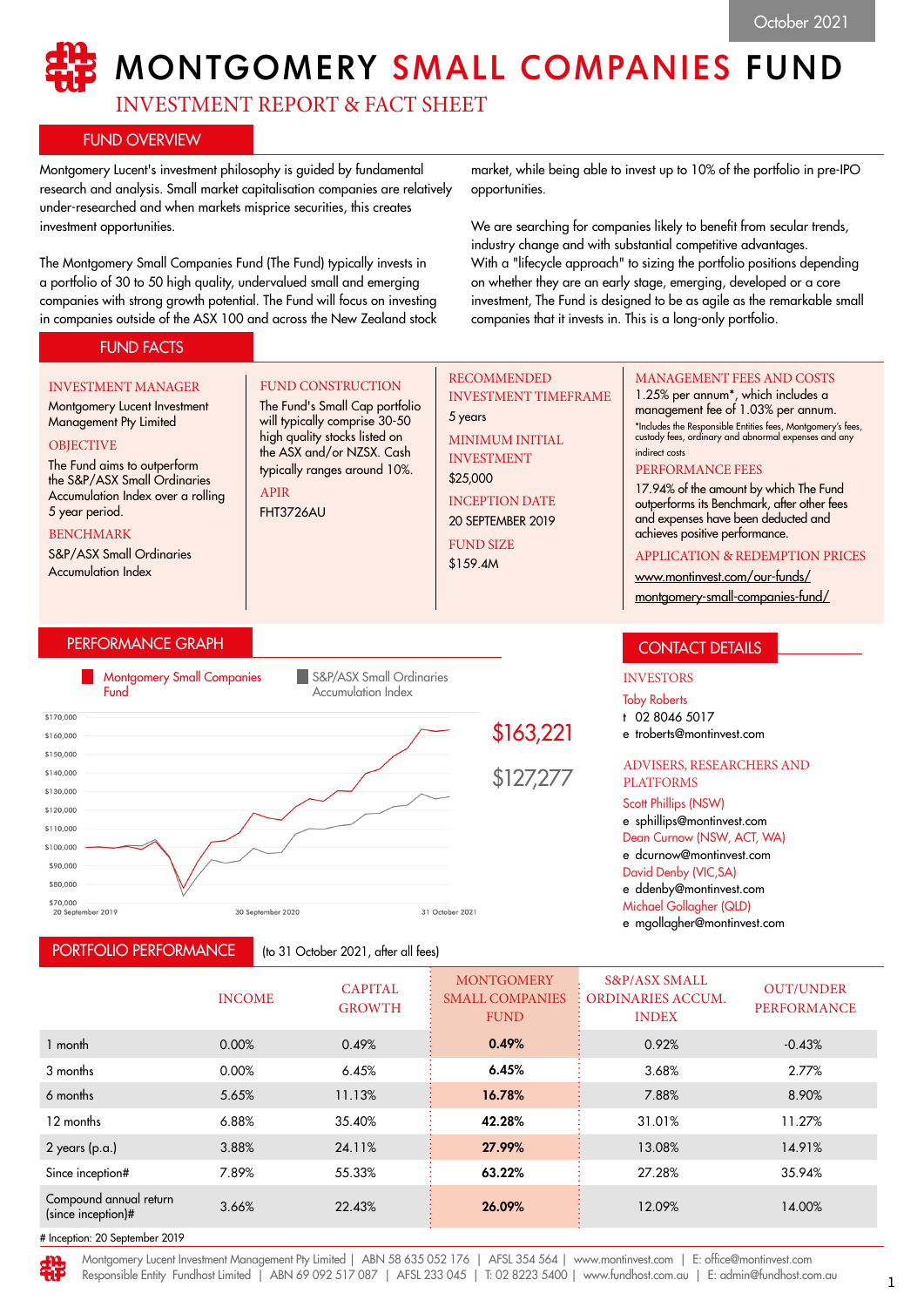October 2021

# MONTGOMERY SMALL COMPANIES FUND

## INVESTMENT REPORT & FACT SHEET

## FUND OVERVIEW

Montgomery Lucent's investment philosophy is guided by fundamental research and analysis. Small market capitalisation companies are relatively under-researched and when markets misprice securities, this creates investment opportunities.

The Montgomery Small Companies Fund (The Fund) typically invests in a portfolio of 30 to 50 high quality, undervalued small and emerging companies with strong growth potential. The Fund will focus on investing in companies outside of the ASX 100 and across the New Zealand stock market, while being able to invest up to 10% of the portfolio in pre-IPO opportunities.

We are searching for companies likely to benefit from secular trends, industry change and with substantial competitive advantages. With a "lifecycle approach" to sizing the portfolio positions depending on whether they are an early stage, emerging, developed or a core investment, The Fund is designed to be as agile as the remarkable small companies that it invests in. This is a long-only portfolio.

## FUND FACTS

**INVESTMENT MANAGER**
Montgomery Lucent Investment Management Pty Limited

**OBJECTIVE**
The Fund aims to outperform the S&P/ASX Small Ordinaries Accumulation Index over a rolling 5 year period.

**BENCHMARK**
S&P/ASX Small Ordinaries Accumulation Index

**FUND CONSTRUCTION**
The Fund's Small Cap portfolio will typically comprise 30-50 high quality stocks listed on the ASX and/or NZSX. Cash typically ranges around 10%.

**APIR**
FHT3726AU

**RECOMMENDED INVESTMENT TIMEFRAME**
5 years

**MINIMUM INITIAL INVESTMENT**
$25,000

**INCEPTION DATE**
20 SEPTEMBER 2019

**FUND SIZE**
$159.4M

**MANAGEMENT FEES AND COSTS**
1.25% per annum*, which includes a management fee of 1.03% per annum.
*Includes the Responsible Entities fees, Montgomery's fees, custody fees, ordinary and abnormal expenses and any indirect costs

**PERFORMANCE FEES**
17.94% of the amount by which The Fund outperforms its Benchmark, after other fees and expenses have been deducted and achieves positive performance.

**APPLICATION & REDEMPTION PRICES**
www.montinvest.com/our-funds/montgomery-small-companies-fund/

## PERFORMANCE GRAPH

Montgomery Small Companies Fund: $163,221
S&P/ASX Small Ordinaries Accumulation Index: $127,277

20 September 2019 — 30 September 2020 — 31 October 2021

## CONTACT DETAILS

**INVESTORS**
Toby Roberts
t 02 8046 5017
e troberts@montinvest.com

**ADVISERS, RESEARCHERS AND PLATFORMS**
Scott Phillips (NSW)
e sphillips@montinvest.com
Dean Curnow (NSW, ACT, WA)
e dcurnow@montinvest.com
David Denby (VIC,SA)
e ddenby@montinvest.com
Michael Gollagher (QLD)
e mgollagher@montinvest.com

## PORTFOLIO PERFORMANCE

(to 31 October 2021, after all fees)

| | INCOME | CAPITAL GROWTH | MONTGOMERY SMALL COMPANIES FUND | S&P/ASX SMALL ORDINARIES ACCUM. INDEX | OUT/UNDER PERFORMANCE |
|---|---|---|---|---|---|
| 1 month | 0.00% | 0.49% | **0.49%** | 0.92% | -0.43% |
| 3 months | 0.00% | 6.45% | **6.45%** | 3.68% | 2.77% |
| 6 months | 5.65% | 11.13% | **16.78%** | 7.88% | 8.90% |
| 12 months | 6.88% | 35.40% | **42.28%** | 31.01% | 11.27% |
| 2 years (p.a.) | 3.88% | 24.11% | **27.99%** | 13.08% | 14.91% |
| Since inception# | 7.89% | 55.33% | **63.22%** | 27.28% | 35.94% |
| Compound annual return (since inception)# | 3.66% | 22.43% | **26.09%** | 12.09% | 14.00% |

# Inception: 20 September 2019

Montgomery Lucent Investment Management Pty Limited | ABN 58 635 052 176 | AFSL 354 564 | www.montinvest.com | E: office@montinvest.com
Responsible Entity Fundhost Limited | ABN 69 092 517 087 | AFSL 233 045 | T: 02 8223 5400 | www.fundhost.com.au | E: admin@fundhost.com.au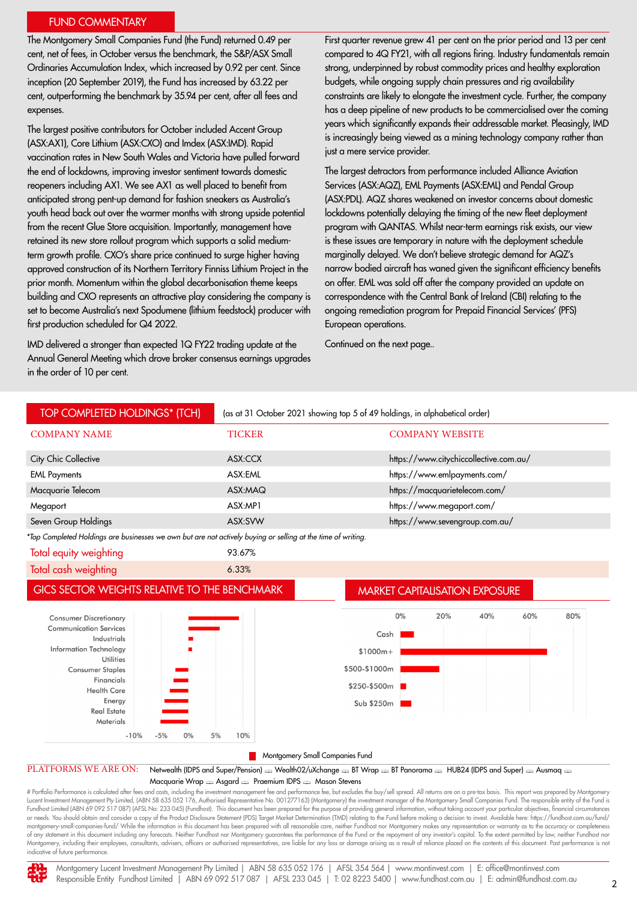## FUND COMMENTARY

The Montgomery Small Companies Fund (the Fund) returned 0.49 per cent, net of fees, in October versus the benchmark, the S&P/ASX Small Ordinaries Accumulation Index, which increased by 0.92 per cent. Since inception (20 September 2019), the Fund has increased by 63.22 per cent, outperforming the benchmark by 35.94 per cent, after all fees and expenses.

The largest positive contributors for October included Accent Group (ASX:AX1), Core Lithium (ASX:CXO) and Imdex (ASX:IMD). Rapid vaccination rates in New South Wales and Victoria have pulled forward the end of lockdowns, improving investor sentiment towards domestic reopeners including AX1. We see AX1 as well placed to benefit from anticipated strong pent-up demand for fashion sneakers as Australia's youth head back out over the warmer months with strong upside potential from the recent Glue Store acquisition. Importantly, management have retained its new store rollout program which supports a solid medium-term growth profile. CXO's share price continued to surge higher having approved construction of its Northern Territory Finniss Lithium Project in the prior month. Momentum within the global decarbonisation theme keeps building and CXO represents an attractive play considering the company is set to become Australia's next Spodumene (lithium feedstock) producer with first production scheduled for Q4 2022.

IMD delivered a stronger than expected 1Q FY22 trading update at the Annual General Meeting which drove broker consensus earnings upgrades in the order of 10 per cent.

First quarter revenue grew 41 per cent on the prior period and 13 per cent compared to 4Q FY21, with all regions firing. Industry fundamentals remain strong, underpinned by robust commodity prices and healthy exploration budgets, while ongoing supply chain pressures and rig availability constraints are likely to elongate the investment cycle. Further, the company has a deep pipeline of new products to be commercialised over the coming years which significantly expands their addressable market. Pleasingly, IMD is increasingly being viewed as a mining technology company rather than just a mere service provider.

The largest detractors from performance included Alliance Aviation Services (ASX:AQZ), EML Payments (ASX:EML) and Pendal Group (ASX:PDL). AQZ shares weakened on investor concerns about domestic lockdowns potentially delaying the timing of the new fleet deployment program with QANTAS. Whilst near-term earnings risk exists, our view is these issues are temporary in nature with the deployment schedule marginally delayed. We don't believe strategic demand for AQZ's narrow bodied aircraft has waned given the significant efficiency benefits on offer. EML was sold off after the company provided an update on correspondence with the Central Bank of Ireland (CBI) relating to the ongoing remediation program for Prepaid Financial Services' (PFS) European operations.

Continued on the next page..

## TOP COMPLETED HOLDINGS* (TCH)

(as at 31 October 2021 showing top 5 of 49 holdings, in alphabetical order)

| COMPANY NAME | TICKER | COMPANY WEBSITE |
|---|---|---|
| City Chic Collective | ASX:CCX | https://www.citychiccollective.com.au/ |
| EML Payments | ASX:EML | https://www.emlpayments.com/ |
| Macquarie Telecom | ASX:MAQ | https://macquarietelecom.com/ |
| Megaport | ASX:MP1 | https://www.megaport.com/ |
| Seven Group Holdings | ASX:SVW | https://www.sevengroup.com.au/ |

*Top Completed Holdings are businesses we own but are not actively buying or selling at the time of writing.*

| | |
|---|---|
| Total equity weighting | 93.67% |
| Total cash weighting | 6.33% |

## GICS SECTOR WEIGHTS RELATIVE TO THE BENCHMARK

Consumer Discretionary, Communication Services, Industrials, Information Technology, Utilities, Consumer Staples, Financials, Health Care, Energy, Real Estate, Materials

-10% -5% 0% 5% 10%

## MARKET CAPITALISATION EXPOSURE

Cash, $1000m+, $500-$1000m, $250-$500m, Sub $250m

0% 20% 40% 60% 80%

Montgomery Small Companies Fund

PLATFORMS WE ARE ON: Netwealth (IDPS and Super/Pension) Wealth02/uXchange BT Wrap BT Panorama HUB24 (IDPS and Super) Ausmaq Macquarie Wrap Asgard Praemium IDPS Mason Stevens

# Portfolio Performance is calculated after fees and costs, including the investment management fee and performance fee, but excludes the buy/sell spread. All returns are on a pre-tax basis. This report was prepared by Montgomery Lucent Investment Management Pty Limited, (ABN 58 635 052 176, Authorised Representative No. 001277163) (Montgomery) the investment manager of the Montgomery Small Companies Fund. The responsible entity of the Fund is Fundhost Limited (ABN 69 092 517 087) (AFSL No: 233 045) (Fundhost). This document has been prepared for the purpose of providing general information, without taking account your particular objectives, financial circumstances or needs. You should obtain and consider a copy of the Product Disclosure Statement (PDS) Target Market Determination (TMD) relating to the Fund before making a decision to invest. Available here: https://fundhost.com.au/fund/montgomery-small-companies-fund/ While the information in this document has been prepared with all reasonable care, neither Fundhost nor Montgomery makes any representation or warranty as to the accuracy or completeness of any statement in this document including any forecasts. Neither Fundhost nor Montgomery guarantees the performance of the Fund or the repayment of any investor's capital. To the extent permitted by law, neither Fundhost nor Montgomery, including their employees, consultants, advisers, officers or authorised representatives, are liable for any loss or damage arising as a result of reliance placed on the contents of this document. Past performance is not indicative of future performance.

Montgomery Lucent Investment Management Pty Limited | ABN 58 635 052 176 | AFSL 354 564 | www.montinvest.com | E: office@montinvest.com
Responsible Entity Fundhost Limited | ABN 69 092 517 087 | AFSL 233 045 | T: 02 8223 5400 | www.fundhost.com.au | E: admin@fundhost.com.au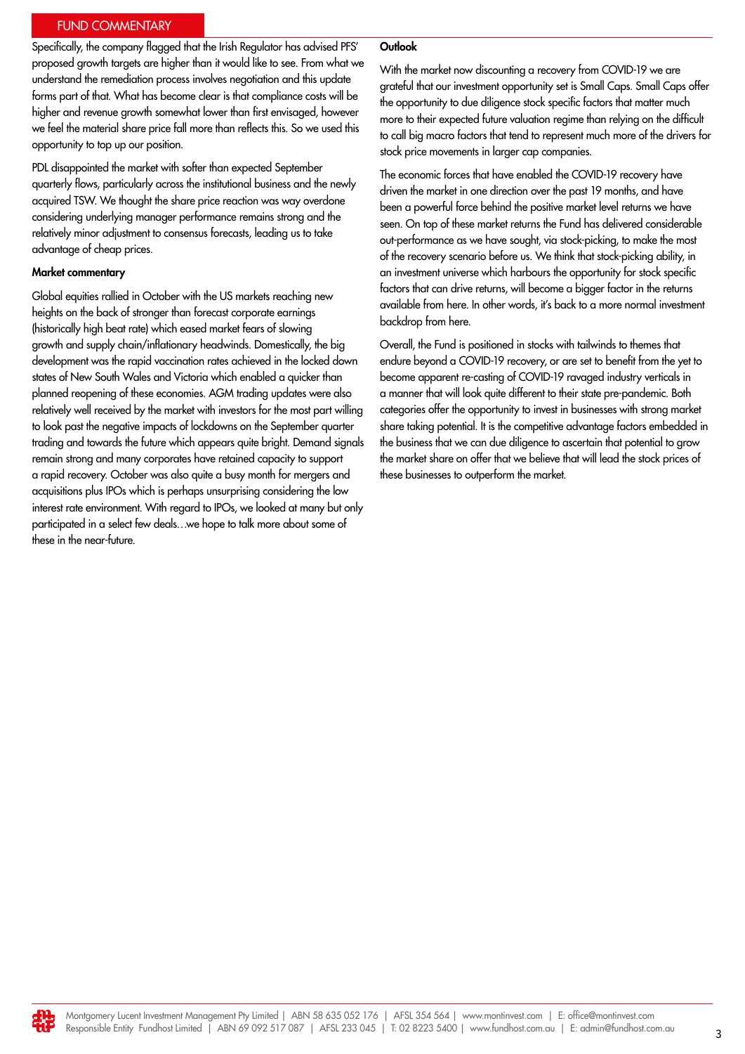Specifically, the company flagged that the Irish Regulator has advised PFS' proposed growth targets are higher than it would like to see. From what we understand the remediation process involves negotiation and this update forms part of that. What has become clear is that compliance costs will be higher and revenue growth somewhat lower than first envisaged, however we feel the material share price fall more than reflects this. So we used this opportunity to top up our position.

PDL disappointed the market with softer than expected September quarterly flows, particularly across the institutional business and the newly acquired TSW. We thought the share price reaction was way overdone considering underlying manager performance remains strong and the relatively minor adjustment to consensus forecasts, leading us to take advantage of cheap prices.

**Market commentary**

Global equities rallied in October with the US markets reaching new heights on the back of stronger than forecast corporate earnings (historically high beat rate) which eased market fears of slowing growth and supply chain/inflationary headwinds. Domestically, the big development was the rapid vaccination rates achieved in the locked down states of New South Wales and Victoria which enabled a quicker than planned reopening of these economies. AGM trading updates were also relatively well received by the market with investors for the most part willing to look past the negative impacts of lockdowns on the September quarter trading and towards the future which appears quite bright. Demand signals remain strong and many corporates have retained capacity to support a rapid recovery. October was also quite a busy month for mergers and acquisitions plus IPOs which is perhaps unsurprising considering the low interest rate environment. With regard to IPOs, we looked at many but only participated in a select few deals…we hope to talk more about some of these in the near-future.

**Outlook**

With the market now discounting a recovery from COVID-19 we are grateful that our investment opportunity set is Small Caps. Small Caps offer the opportunity to due diligence stock specific factors that matter much more to their expected future valuation regime than relying on the difficult to call big macro factors that tend to represent much more of the drivers for stock price movements in larger cap companies.

The economic forces that have enabled the COVID-19 recovery have driven the market in one direction over the past 19 months, and have been a powerful force behind the positive market level returns we have seen. On top of these market returns the Fund has delivered considerable out-performance as we have sought, via stock-picking, to make the most of the recovery scenario before us. We think that stock-picking ability, in an investment universe which harbours the opportunity for stock specific factors that can drive returns, will become a bigger factor in the returns available from here. In other words, it's back to a more normal investment backdrop from here.

Overall, the Fund is positioned in stocks with tailwinds to themes that endure beyond a COVID-19 recovery, or are set to benefit from the yet to become apparent re-casting of COVID-19 ravaged industry verticals in a manner that will look quite different to their state pre-pandemic. Both categories offer the opportunity to invest in businesses with strong market share taking potential. It is the competitive advantage factors embedded in the business that we can due diligence to ascertain that potential to grow the market share on offer that we believe that will lead the stock prices of these businesses to outperform the market.